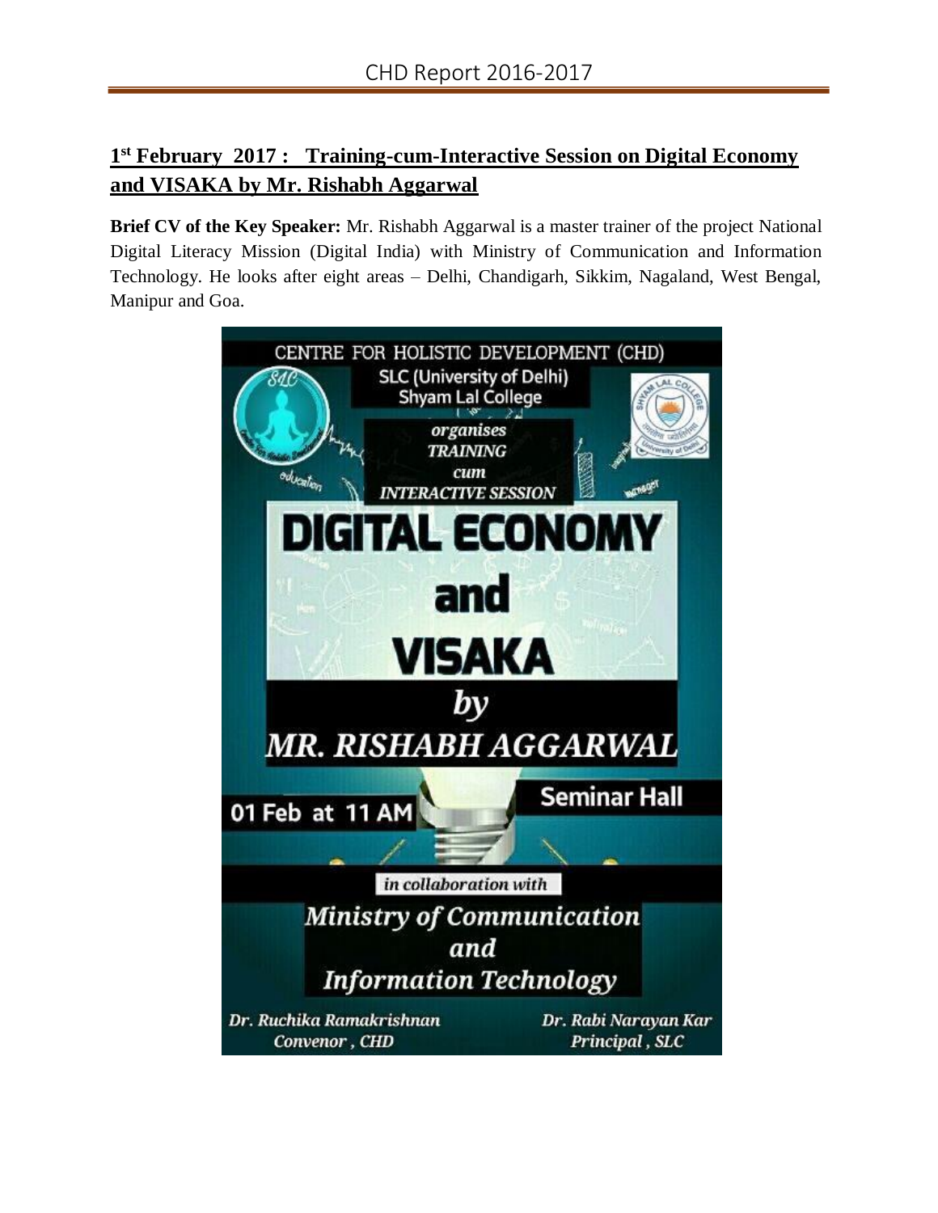## 1st February 2017 : Training-cum-Interactive Session on Digital Economy and VISAKA by Mr. Rishabh Aggarwal

**Brief CV of the Key Speaker:** Mr. Rishabh Aggarwal is a master trainer of the project National Digital Literacy Mission (Digital India) with Ministry of Communication and Information Technology. He looks after eight areas – Delhi, Chandigarh, Sikkim, Nagaland, West Bengal, Manipur and Goa.

CENTRE FOR HOLISTIC DEVELOPMENT (CHD)

SLC (University of Delhi)
Shyam Lal College

*organises*
*TRAINING*
*cum*
*INTERACTIVE SESSION*

**DIGITAL ECONOMY**
**and**
**VISAKA**

*by*
***MR. RISHABH AGGARWAL***

**Seminar Hall**

**01 Feb at 11 AM**

*in collaboration with*

***Ministry of Communication***
***and***
***Information Technology***

*Dr. Ruchika Ramakrishnan*
*Convenor , CHD*

*Dr. Rabi Narayan Kar*
*Principal , SLC*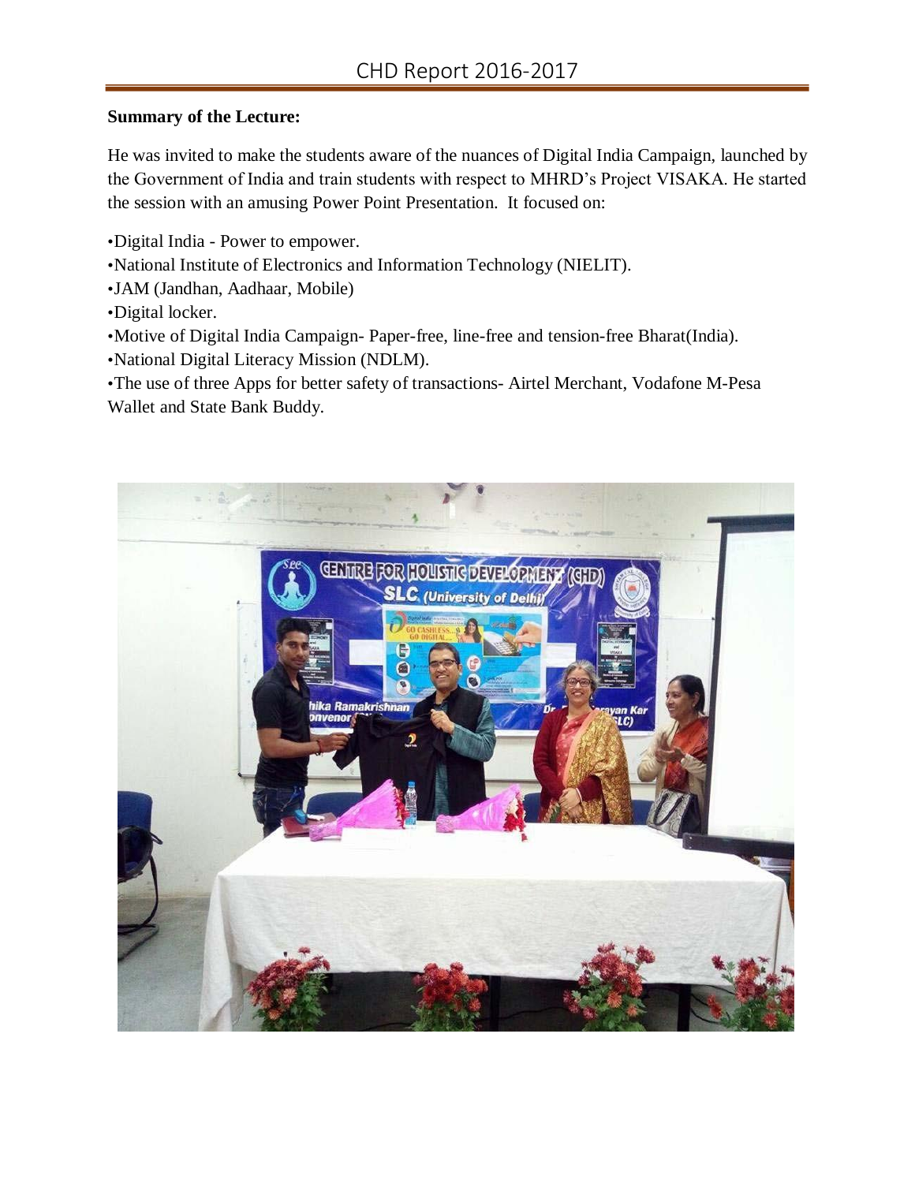**Summary of the Lecture:**

He was invited to make the students aware of the nuances of Digital India Campaign, launched by the Government of India and train students with respect to MHRD's Project VISAKA. He started the session with an amusing Power Point Presentation. It focused on:

•Digital India - Power to empower.
•National Institute of Electronics and Information Technology (NIELIT).
•JAM (Jandhan, Aadhaar, Mobile)
•Digital locker.
•Motive of Digital India Campaign- Paper-free, line-free and tension-free Bharat(India).
•National Digital Literacy Mission (NDLM).
•The use of three Apps for better safety of transactions- Airtel Merchant, Vodafone M-Pesa Wallet and State Bank Buddy.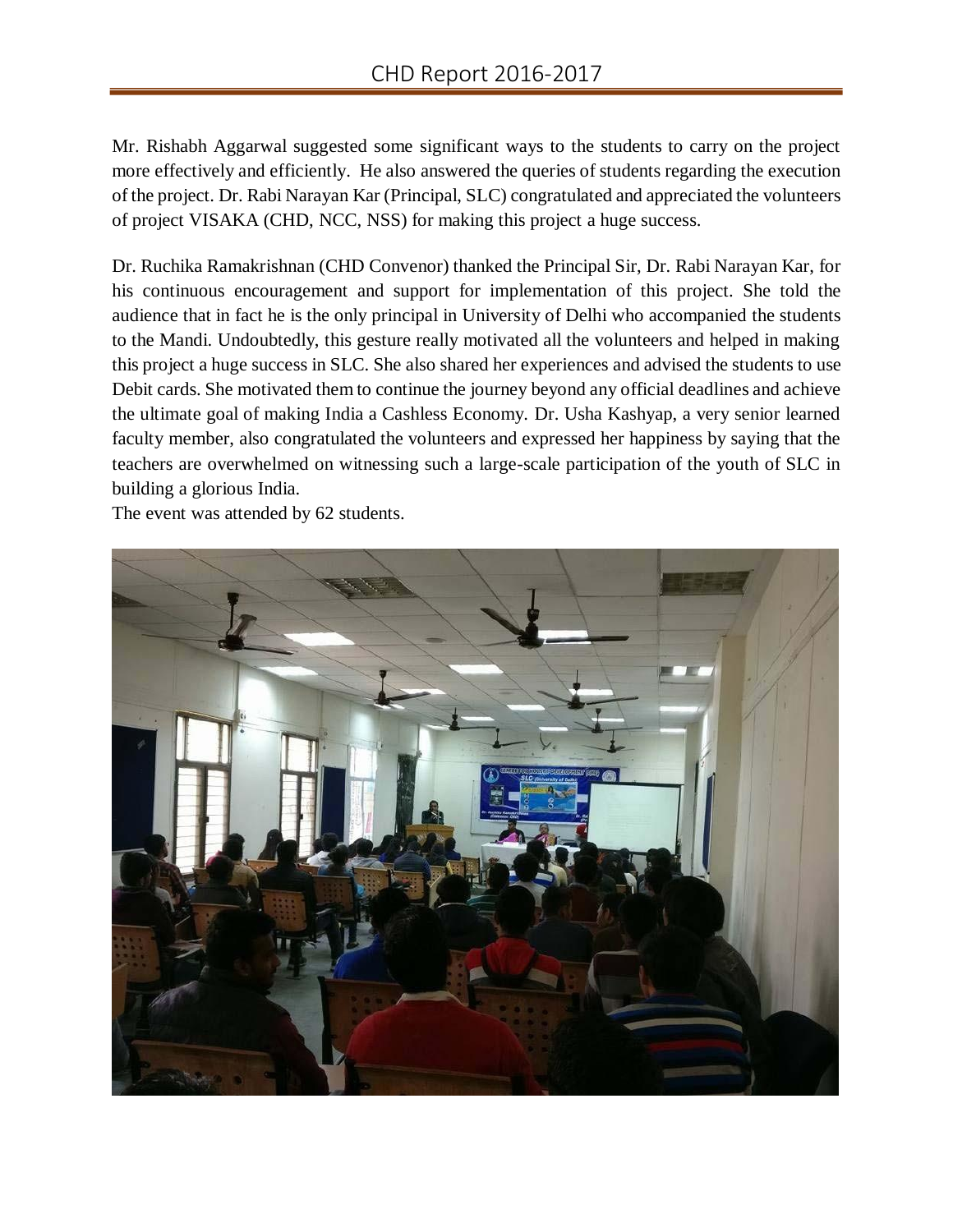Mr. Rishabh Aggarwal suggested some significant ways to the students to carry on the project more effectively and efficiently. He also answered the queries of students regarding the execution of the project. Dr. Rabi Narayan Kar (Principal, SLC) congratulated and appreciated the volunteers of project VISAKA (CHD, NCC, NSS) for making this project a huge success.

Dr. Ruchika Ramakrishnan (CHD Convenor) thanked the Principal Sir, Dr. Rabi Narayan Kar, for his continuous encouragement and support for implementation of this project. She told the audience that in fact he is the only principal in University of Delhi who accompanied the students to the Mandi. Undoubtedly, this gesture really motivated all the volunteers and helped in making this project a huge success in SLC. She also shared her experiences and advised the students to use Debit cards. She motivated them to continue the journey beyond any official deadlines and achieve the ultimate goal of making India a Cashless Economy. Dr. Usha Kashyap, a very senior learned faculty member, also congratulated the volunteers and expressed her happiness by saying that the teachers are overwhelmed on witnessing such a large-scale participation of the youth of SLC in building a glorious India.

The event was attended by 62 students.